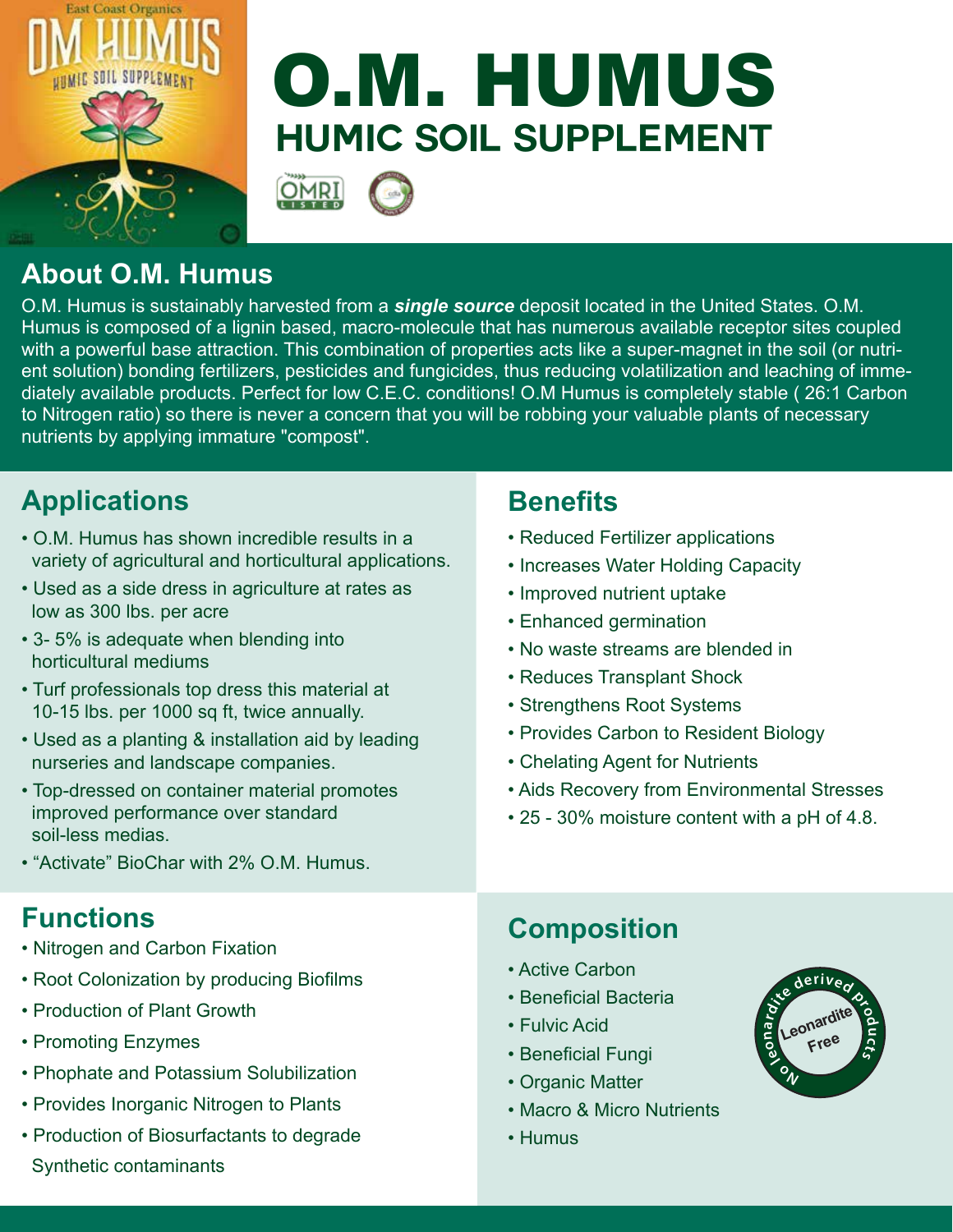# O.M. HUMUS

## HUMIC SOIL SUPPLEMENT

## About O.M. Humus

O.M. Humus is sustainably harvested from a ***single source*** deposit located in the United States. O.M. Humus is composed of a lignin based, macro-molecule that has numerous available receptor sites coupled with a powerful base attraction. This combination of properties acts like a super-magnet in the soil (or nutrient solution) bonding fertilizers, pesticides and fungicides, thus reducing volatilization and leaching of immediately available products. Perfect for low C.E.C. conditions! O.M Humus is completely stable ( 26:1 Carbon to Nitrogen ratio) so there is never a concern that you will be robbing your valuable plants of necessary nutrients by applying immature "compost".

## Applications

- O.M. Humus has shown incredible results in a variety of agricultural and horticultural applications.
- Used as a side dress in agriculture at rates as low as 300 lbs. per acre
- 3- 5% is adequate when blending into horticultural mediums
- Turf professionals top dress this material at 10-15 lbs. per 1000 sq ft, twice annually.
- Used as a planting & installation aid by leading nurseries and landscape companies.
- Top-dressed on container material promotes improved performance over standard soil-less medias.
- "Activate" BioChar with 2% O.M. Humus.

## Benefits

- Reduced Fertilizer applications
- Increases Water Holding Capacity
- Improved nutrient uptake
- Enhanced germination
- No waste streams are blended in
- Reduces Transplant Shock
- Strengthens Root Systems
- Provides Carbon to Resident Biology
- Chelating Agent for Nutrients
- Aids Recovery from Environmental Stresses
- 25 - 30% moisture content with a pH of 4.8.

## Functions

- Nitrogen and Carbon Fixation
- Root Colonization by producing Biofilms
- Production of Plant Growth
- Promoting Enzymes
- Phophate and Potassium Solubilization
- Provides Inorganic Nitrogen to Plants
- Production of Biosurfactants to degrade Synthetic contaminants

## Composition

- Active Carbon
- Beneficial Bacteria
- Fulvic Acid
- Beneficial Fungi
- Organic Matter
- Macro & Micro Nutrients
- Humus

No leonardite derived products — Leonardite Free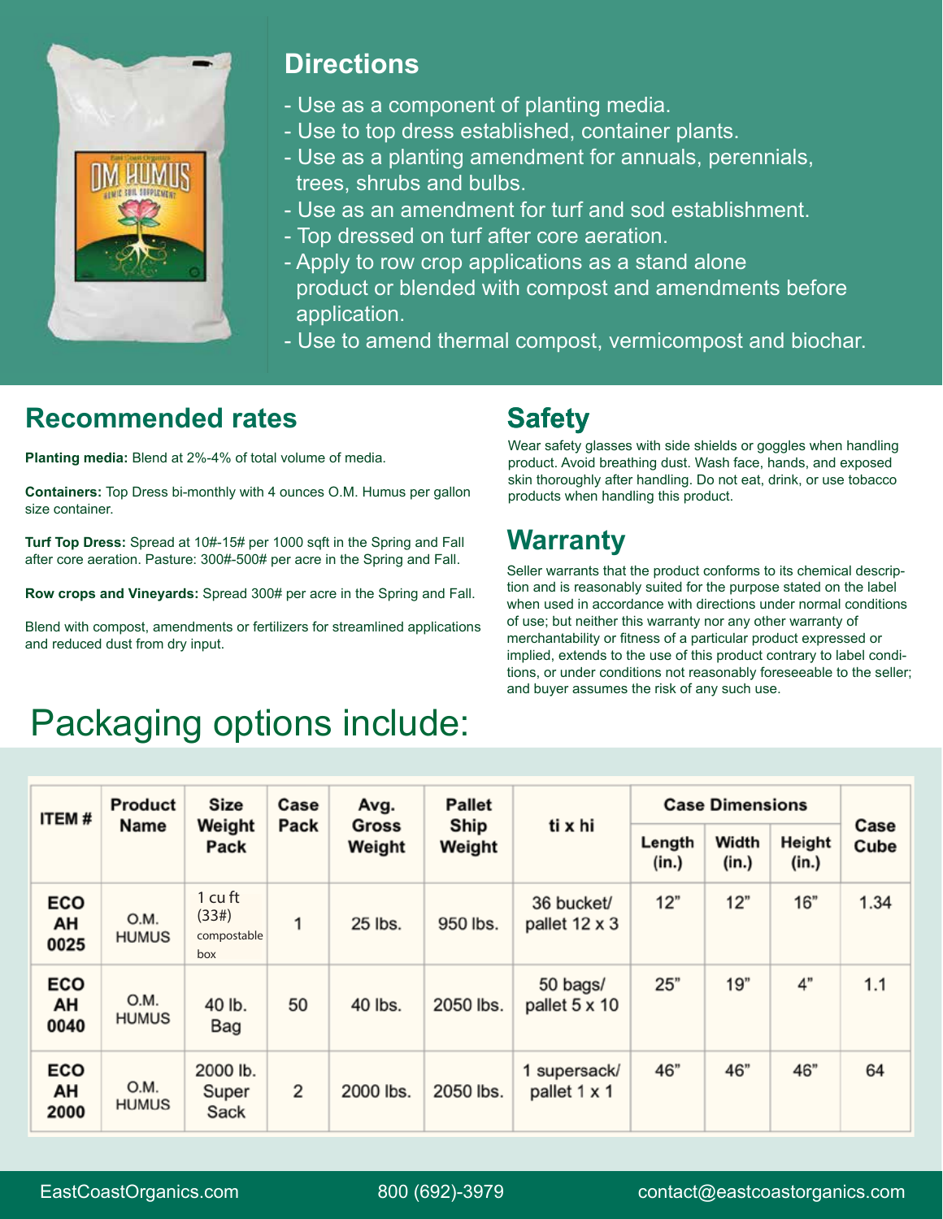## Directions

- Use as a component of planting media.
- Use to top dress established, container plants.
- Use as a planting amendment for annuals, perennials, trees, shrubs and bulbs.
- Use as an amendment for turf and sod establishment.
- Top dressed on turf after core aeration.
- Apply to row crop applications as a stand alone product or blended with compost and amendments before application.
- Use to amend thermal compost, vermicompost and biochar.

## Recommended rates

**Planting media:** Blend at 2%-4% of total volume of media.

**Containers:** Top Dress bi-monthly with 4 ounces O.M. Humus per gallon size container.

**Turf Top Dress:** Spread at 10#-15# per 1000 sqft in the Spring and Fall after core aeration. Pasture: 300#-500# per acre in the Spring and Fall.

**Row crops and Vineyards:** Spread 300# per acre in the Spring and Fall.

Blend with compost, amendments or fertilizers for streamlined applications and reduced dust from dry input.

## Safety

Wear safety glasses with side shields or goggles when handling product. Avoid breathing dust. Wash face, hands, and exposed skin thoroughly after handling. Do not eat, drink, or use tobacco products when handling this product.

## Warranty

Seller warrants that the product conforms to its chemical description and is reasonably suited for the purpose stated on the label when used in accordance with directions under normal conditions of use; but neither this warranty nor any other warranty of merchantability or fitness of a particular product expressed or implied, extends to the use of this product contrary to label conditions, or under conditions not reasonably foreseeable to the seller; and buyer assumes the risk of any such use.

# Packaging options include:

| ITEM # | Product Name | Size Weight Pack | Case Pack | Avg. Gross Weight | Pallet Ship Weight | ti x hi | Case Dimensions | | | Case Cube |
|---|---|---|---|---|---|---|---|---|---|---|
| | | | | | | | Length (in.) | Width (in.) | Height (in.) | |
| ECO AH 0025 | O.M. HUMUS | 1 cu ft (33#) compostable box | 1 | 25 lbs. | 950 lbs. | 36 bucket/ pallet 12 x 3 | 12" | 12" | 16" | 1.34 |
| ECO AH 0040 | O.M. HUMUS | 40 lb. Bag | 50 | 40 lbs. | 2050 lbs. | 50 bags/ pallet 5 x 10 | 25" | 19" | 4" | 1.1 |
| ECO AH 2000 | O.M. HUMUS | 2000 lb. Super Sack | 2 | 2000 lbs. | 2050 lbs. | 1 supersack/ pallet 1 x 1 | 46" | 46" | 46" | 64 |

EastCoastOrganics.com 800 (692)-3979 contact@eastcoastorganics.com